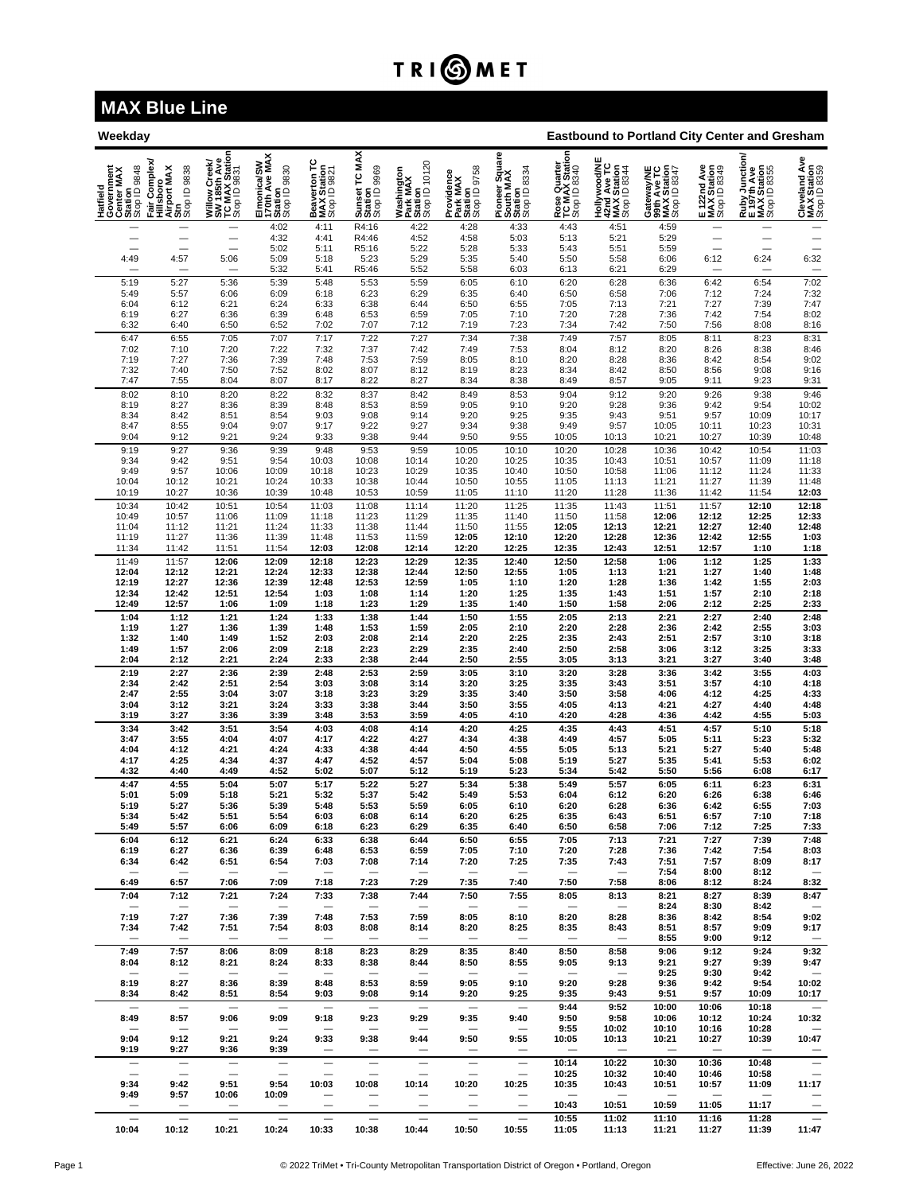# TRIMET

## MAX Blue Line

**Weekday** — **Eastbound to Portland City Center and Gresham**

| Hatfield Government Center MAX Station Stop ID 9848 | Fair Complex/ Hillsboro Airport MAX Stn Stop ID 9838 | Willow Creek/ SW 185th Ave TC MAX Station Stop ID 9831 | Elmonica/SW 170th Ave MAX Station Stop ID 9830 | Beaverton TC MAX Station Stop ID 9821 | Sunset TC MAX Station Stop ID 9969 | Washington Park MAX Station Stop ID 10120 | Providence Park MAX Station Stop ID 9758 | Pioneer Square South MAX Station Stop ID 8334 | Rose Quarter TC MAX Station Stop ID 8340 | Hollywood/NE 42nd Ave TC MAX Station Stop ID 8344 | Gateway/NE 99th Ave TC MAX Station Stop ID 8347 | E 122nd Ave MAX Station Stop ID 8349 | Ruby Junction/ E 197th Ave MAX Station Stop ID 8355 | Cleveland Ave MAX Station Stop ID 8359 |
|---|---|---|---|---|---|---|---|---|---|---|---|---|---|---|
| — | — | — | 4:02 | 4:11 | R4:16 | 4:22 | 4:28 | 4:33 | 4:43 | 4:51 | 4:59 | — | — | — |
| — | — | — | 4:32 | 4:41 | R4:46 | 4:52 | 4:58 | 5:03 | 5:13 | 5:21 | 5:29 | — | — | — |
| — | — | — | 5:02 | 5:11 | R5:16 | 5:22 | 5:28 | 5:33 | 5:43 | 5:51 | 5:59 | — | — | — |
| 4:49 | 4:57 | 5:06 | 5:09 | 5:18 | 5:23 | 5:29 | 5:35 | 5:40 | 5:50 | 5:58 | 6:06 | 6:12 | 6:24 | 6:32 |
| — | — | — | 5:32 | 5:41 | R5:46 | 5:52 | 5:58 | 6:03 | 6:13 | 6:21 | 6:29 | — | — | — |
| 5:19 | 5:27 | 5:36 | 5:39 | 5:48 | 5:53 | 5:59 | 6:05 | 6:10 | 6:20 | 6:28 | 6:36 | 6:42 | 6:54 | 7:02 |
| 5:49 | 5:57 | 6:06 | 6:09 | 6:18 | 6:23 | 6:29 | 6:35 | 6:40 | 6:50 | 6:58 | 7:06 | 7:12 | 7:24 | 7:32 |
| 6:04 | 6:12 | 6:21 | 6:24 | 6:33 | 6:38 | 6:44 | 6:50 | 6:55 | 7:05 | 7:13 | 7:21 | 7:27 | 7:39 | 7:47 |
| 6:19 | 6:27 | 6:36 | 6:39 | 6:48 | 6:53 | 6:59 | 7:05 | 7:10 | 7:20 | 7:28 | 7:36 | 7:42 | 7:54 | 8:02 |
| 6:32 | 6:40 | 6:50 | 6:52 | 7:02 | 7:07 | 7:12 | 7:19 | 7:23 | 7:34 | 7:42 | 7:50 | 7:56 | 8:08 | 8:16 |
| 6:47 | 6:55 | 7:05 | 7:07 | 7:17 | 7:22 | 7:27 | 7:34 | 7:38 | 7:49 | 7:57 | 8:05 | 8:11 | 8:23 | 8:31 |
| 7:02 | 7:10 | 7:20 | 7:22 | 7:32 | 7:37 | 7:42 | 7:49 | 7:53 | 8:04 | 8:12 | 8:20 | 8:26 | 8:38 | 8:46 |
| 7:19 | 7:27 | 7:36 | 7:39 | 7:48 | 7:53 | 7:59 | 8:05 | 8:10 | 8:20 | 8:28 | 8:36 | 8:42 | 8:54 | 9:02 |
| 7:32 | 7:40 | 7:50 | 7:52 | 8:02 | 8:07 | 8:12 | 8:19 | 8:23 | 8:34 | 8:42 | 8:50 | 8:56 | 9:08 | 9:16 |
| 7:47 | 7:55 | 8:04 | 8:07 | 8:17 | 8:22 | 8:27 | 8:34 | 8:38 | 8:49 | 8:57 | 9:05 | 9:11 | 9:23 | 9:31 |
| 8:02 | 8:10 | 8:20 | 8:22 | 8:32 | 8:37 | 8:42 | 8:49 | 8:53 | 9:04 | 9:12 | 9:20 | 9:26 | 9:38 | 9:46 |
| 8:19 | 8:27 | 8:36 | 8:39 | 8:48 | 8:53 | 8:59 | 9:05 | 9:10 | 9:20 | 9:28 | 9:36 | 9:42 | 9:54 | 10:02 |
| 8:34 | 8:42 | 8:51 | 8:54 | 9:03 | 9:08 | 9:14 | 9:20 | 9:25 | 9:35 | 9:43 | 9:51 | 9:57 | 10:09 | 10:17 |
| 8:47 | 8:55 | 9:04 | 9:07 | 9:17 | 9:22 | 9:27 | 9:34 | 9:38 | 9:49 | 9:57 | 10:05 | 10:11 | 10:23 | 10:31 |
| 9:04 | 9:12 | 9:21 | 9:24 | 9:33 | 9:38 | 9:44 | 9:50 | 9:55 | 10:05 | 10:13 | 10:21 | 10:27 | 10:39 | 10:48 |
| 9:19 | 9:27 | 9:36 | 9:39 | 9:48 | 9:53 | 9:59 | 10:05 | 10:10 | 10:20 | 10:28 | 10:36 | 10:42 | 10:54 | 11:03 |
| 9:34 | 9:42 | 9:51 | 9:54 | 10:03 | 10:08 | 10:14 | 10:20 | 10:25 | 10:35 | 10:43 | 10:51 | 10:57 | 11:09 | 11:18 |
| 9:49 | 9:57 | 10:06 | 10:09 | 10:18 | 10:23 | 10:29 | 10:35 | 10:40 | 10:50 | 10:58 | 11:06 | 11:12 | 11:24 | 11:33 |
| 10:04 | 10:12 | 10:21 | 10:24 | 10:33 | 10:38 | 10:44 | 10:50 | 10:55 | 11:05 | 11:13 | 11:21 | 11:27 | 11:39 | 11:48 |
| 10:19 | 10:27 | 10:36 | 10:39 | 10:48 | 10:53 | 10:59 | 11:05 | 11:10 | 11:20 | 11:28 | 11:36 | 11:42 | 11:54 | **12:03** |
| 10:34 | 10:42 | 10:51 | 10:54 | 11:03 | 11:08 | 11:14 | 11:20 | 11:25 | 11:35 | 11:43 | 11:51 | 11:57 | **12:10** | **12:18** |
| 10:49 | 10:57 | 11:06 | 11:09 | 11:18 | 11:23 | 11:29 | 11:35 | 11:40 | 11:50 | 11:58 | **12:06** | **12:12** | **12:25** | **12:33** |
| 11:04 | 11:12 | 11:21 | 11:24 | 11:33 | 11:38 | 11:44 | 11:50 | 11:55 | **12:05** | **12:13** | **12:21** | **12:27** | **12:40** | **12:48** |
| 11:19 | 11:27 | 11:36 | 11:39 | 11:48 | 11:53 | 11:59 | **12:05** | **12:10** | **12:20** | **12:28** | **12:36** | **12:42** | **12:55** | **1:03** |
| 11:34 | 11:42 | 11:51 | 11:54 | **12:03** | **12:08** | **12:14** | **12:20** | **12:25** | **12:35** | **12:43** | **12:51** | **12:57** | **1:10** | **1:18** |
| 11:49 | 11:57 | **12:06** | **12:09** | **12:18** | **12:23** | **12:29** | **12:35** | **12:40** | **12:50** | **12:58** | **1:06** | **1:12** | **1:25** | **1:33** |
| **12:04** | **12:12** | **12:21** | **12:24** | **12:33** | **12:38** | **12:44** | **12:50** | **12:55** | **1:05** | **1:13** | **1:21** | **1:27** | **1:40** | **1:48** |
| **12:19** | **12:27** | **12:36** | **12:39** | **12:48** | **12:53** | **12:59** | **1:05** | **1:10** | **1:20** | **1:28** | **1:36** | **1:42** | **1:55** | **2:03** |
| **12:34** | **12:42** | **12:51** | **12:54** | **1:03** | **1:08** | **1:14** | **1:20** | **1:25** | **1:35** | **1:43** | **1:51** | **1:57** | **2:10** | **2:18** |
| **12:49** | **12:57** | **1:06** | **1:09** | **1:18** | **1:23** | **1:29** | **1:35** | **1:40** | **1:50** | **1:58** | **2:06** | **2:12** | **2:25** | **2:33** |
| **1:04** | **1:12** | **1:21** | **1:24** | **1:33** | **1:38** | **1:44** | **1:50** | **1:55** | **2:05** | **2:13** | **2:21** | **2:27** | **2:40** | **2:48** |
| **1:19** | **1:27** | **1:36** | **1:39** | **1:48** | **1:53** | **1:59** | **2:05** | **2:10** | **2:20** | **2:28** | **2:36** | **2:42** | **2:55** | **3:03** |
| **1:32** | **1:40** | **1:49** | **1:52** | **2:03** | **2:08** | **2:14** | **2:20** | **2:25** | **2:35** | **2:43** | **2:51** | **2:57** | **3:10** | **3:18** |
| **1:49** | **1:57** | **2:06** | **2:09** | **2:18** | **2:23** | **2:29** | **2:35** | **2:40** | **2:50** | **2:58** | **3:06** | **3:12** | **3:25** | **3:33** |
| **2:04** | **2:12** | **2:21** | **2:24** | **2:33** | **2:38** | **2:44** | **2:50** | **2:55** | **3:05** | **3:13** | **3:21** | **3:27** | **3:40** | **3:48** |
| **2:19** | **2:27** | **2:36** | **2:39** | **2:48** | **2:53** | **2:59** | **3:05** | **3:10** | **3:20** | **3:28** | **3:36** | **3:42** | **3:55** | **4:03** |
| **2:34** | **2:42** | **2:51** | **2:54** | **3:03** | **3:08** | **3:14** | **3:20** | **3:25** | **3:35** | **3:43** | **3:51** | **3:57** | **4:10** | **4:18** |
| **2:47** | **2:55** | **3:04** | **3:07** | **3:18** | **3:23** | **3:29** | **3:35** | **3:40** | **3:50** | **3:58** | **4:06** | **4:12** | **4:25** | **4:33** |
| **3:04** | **3:12** | **3:21** | **3:24** | **3:33** | **3:38** | **3:44** | **3:50** | **3:55** | **4:05** | **4:13** | **4:21** | **4:27** | **4:40** | **4:48** |
| **3:19** | **3:27** | **3:36** | **3:39** | **3:48** | **3:53** | **3:59** | **4:05** | **4:10** | **4:20** | **4:28** | **4:36** | **4:42** | **4:55** | **5:03** |
| **3:34** | **3:42** | **3:51** | **3:54** | **4:03** | **4:08** | **4:14** | **4:20** | **4:25** | **4:35** | **4:43** | **4:51** | **4:57** | **5:10** | **5:18** |
| **3:47** | **3:55** | **4:04** | **4:07** | **4:17** | **4:22** | **4:27** | **4:34** | **4:38** | **4:49** | **4:57** | **5:05** | **5:11** | **5:23** | **5:32** |
| **4:04** | **4:12** | **4:21** | **4:24** | **4:33** | **4:38** | **4:44** | **4:50** | **4:55** | **5:05** | **5:13** | **5:21** | **5:27** | **5:40** | **5:48** |
| **4:17** | **4:25** | **4:34** | **4:37** | **4:47** | **4:52** | **4:57** | **5:04** | **5:08** | **5:19** | **5:27** | **5:35** | **5:41** | **5:53** | **6:02** |
| **4:32** | **4:40** | **4:49** | **4:52** | **5:02** | **5:07** | **5:12** | **5:19** | **5:23** | **5:34** | **5:42** | **5:50** | **5:56** | **6:08** | **6:17** |
| **4:47** | **4:55** | **5:04** | **5:07** | **5:17** | **5:22** | **5:27** | **5:34** | **5:38** | **5:49** | **5:57** | **6:05** | **6:11** | **6:23** | **6:31** |
| **5:01** | **5:09** | **5:18** | **5:21** | **5:32** | **5:37** | **5:42** | **5:49** | **5:53** | **6:04** | **6:12** | **6:20** | **6:26** | **6:38** | **6:46** |
| **5:19** | **5:27** | **5:36** | **5:39** | **5:48** | **5:53** | **5:59** | **6:05** | **6:10** | **6:20** | **6:28** | **6:36** | **6:42** | **6:55** | **7:03** |
| **5:34** | **5:42** | **5:51** | **5:54** | **6:03** | **6:08** | **6:14** | **6:20** | **6:25** | **6:35** | **6:43** | **6:51** | **6:57** | **7:10** | **7:18** |
| **5:49** | **5:57** | **6:06** | **6:09** | **6:18** | **6:23** | **6:29** | **6:35** | **6:40** | **6:50** | **6:58** | **7:06** | **7:12** | **7:25** | **7:33** |
| **6:04** | **6:12** | **6:21** | **6:24** | **6:33** | **6:38** | **6:44** | **6:50** | **6:55** | **7:05** | **7:13** | **7:21** | **7:27** | **7:39** | **7:48** |
| **6:19** | **6:27** | **6:36** | **6:39** | **6:48** | **6:53** | **6:59** | **7:05** | **7:10** | **7:20** | **7:28** | **7:36** | **7:42** | **7:54** | **8:03** |
| **6:34** | **6:42** | **6:51** | **6:54** | **7:03** | **7:08** | **7:14** | **7:20** | **7:25** | **7:35** | **7:43** | **7:51** | **7:57** | **8:09** | **8:17** |
| — | — | — | — | — | — | — | — | — | — | — | **7:54** | **8:00** | **8:12** | — |
| **6:49** | **6:57** | **7:06** | **7:09** | **7:18** | **7:23** | **7:29** | **7:35** | **7:40** | **7:50** | **7:58** | **8:06** | **8:12** | **8:24** | **8:32** |
| **7:04** | **7:12** | **7:21** | **7:24** | **7:33** | **7:38** | **7:44** | **7:50** | **7:55** | **8:05** | **8:13** | **8:21** | **8:27** | **8:39** | **8:47** |
| — | — | — | — | — | — | — | — | — | — | — | **8:24** | **8:30** | **8:42** | — |
| **7:19** | **7:27** | **7:36** | **7:39** | **7:48** | **7:53** | **7:59** | **8:05** | **8:10** | **8:20** | **8:28** | **8:36** | **8:42** | **8:54** | **9:02** |
| **7:34** | **7:42** | **7:51** | **7:54** | **8:03** | **8:08** | **8:14** | **8:20** | **8:25** | **8:35** | **8:43** | **8:51** | **8:57** | **9:09** | **9:17** |
| — | — | — | — | — | — | — | — | — | — | — | **8:55** | **9:00** | **9:12** | — |
| **7:49** | **7:57** | **8:06** | **8:09** | **8:18** | **8:23** | **8:29** | **8:35** | **8:40** | **8:50** | **8:58** | **9:06** | **9:12** | **9:24** | **9:32** |
| **8:04** | **8:12** | **8:21** | **8:24** | **8:33** | **8:38** | **8:44** | **8:50** | **8:55** | **9:05** | **9:13** | **9:21** | **9:27** | **9:39** | **9:47** |
| — | — | — | — | — | — | — | — | — | — | — | **9:25** | **9:30** | **9:42** | — |
| **8:19** | **8:27** | **8:36** | **8:39** | **8:48** | **8:53** | **8:59** | **9:05** | **9:10** | **9:20** | **9:28** | **9:36** | **9:42** | **9:54** | **10:02** |
| **8:34** | **8:42** | **8:51** | **8:54** | **9:03** | **9:08** | **9:14** | **9:20** | **9:25** | **9:35** | **9:43** | **9:51** | **9:57** | **10:09** | **10:17** |
| — | — | — | — | — | — | — | — | — | **9:44** | **9:52** | **10:00** | **10:06** | **10:18** | — |
| **8:49** | **8:57** | **9:06** | **9:09** | **9:18** | **9:23** | **9:29** | **9:35** | **9:40** | **9:50** | **9:58** | **10:06** | **10:12** | **10:24** | **10:32** |
| — | — | — | — | — | — | — | — | — | **9:55** | **10:02** | **10:10** | **10:16** | **10:28** | — |
| **9:04** | **9:12** | **9:21** | **9:24** | **9:33** | **9:38** | **9:44** | **9:50** | **9:55** | **10:05** | **10:13** | **10:21** | **10:27** | **10:39** | **10:47** |
| **9:19** | **9:27** | **9:36** | **9:39** | — | — | — | — | — | — | — | — | — | — | — |
| — | — | — | — | — | — | — | — | — | **10:14** | **10:22** | **10:30** | **10:36** | **10:48** | — |
| — | — | — | — | — | — | — | — | — | **10:25** | **10:32** | **10:40** | **10:46** | **10:58** | — |
| **9:34** | **9:42** | **9:51** | **9:54** | **10:03** | **10:08** | **10:14** | **10:20** | **10:25** | **10:35** | **10:43** | **10:51** | **10:57** | **11:09** | **11:17** |
| **9:49** | **9:57** | **10:06** | **10:09** | — | — | — | — | — | — | — | — | — | — | — |
| — | — | — | — | — | — | — | — | — | **10:43** | **10:51** | **10:59** | **11:05** | **11:17** | — |
| — | — | — | — | — | — | — | — | — | **10:55** | **11:02** | **11:10** | **11:16** | **11:28** | — |
| **10:04** | **10:12** | **10:21** | **10:24** | **10:33** | **10:38** | **10:44** | **10:50** | **10:55** | **11:05** | **11:13** | **11:21** | **11:27** | **11:39** | **11:47** |

© 2022 TriMet • Tri-County Metropolitan Transportation District of Oregon • Portland, Oregon

Effective: June 26, 2022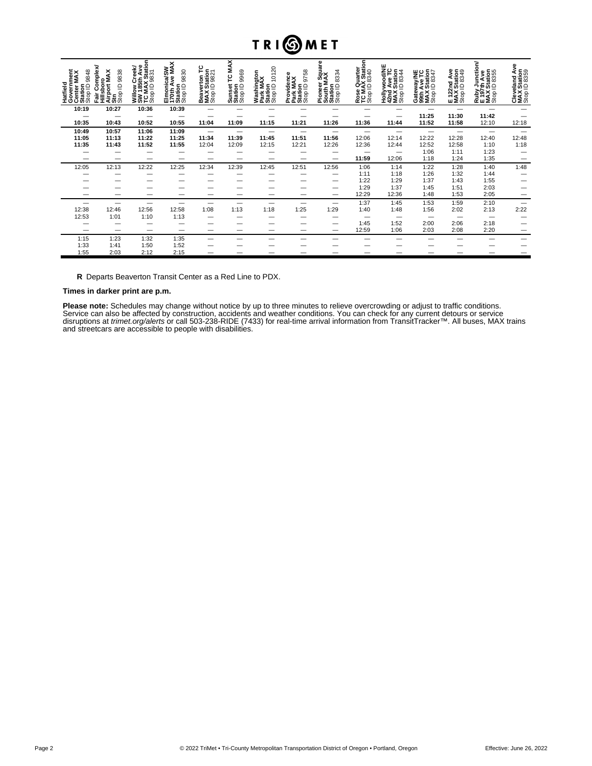| Hatfield Government Center MAX Station Stop ID 9848 | Fair Complex/ Hillsboro Airport MAX Stn Stop ID 9838 | Willow Creek/ SW 185th Ave TC MAX Station Stop ID 9831 | Elmonica/SW 170th Ave MAX Station Stop ID 9830 | Beaverton TC MAX Station Stop ID 9821 | Sunset TC MAX Station Stop ID 9969 | Washington Park MAX Station Stop ID 10120 | Providence Park MAX Station Stop ID 9758 | Pioneer Square South MAX Station Stop ID 8334 | Rose Quarter TC MAX Station Stop ID 8340 | Hollywood/NE 42nd Ave TC MAX Station Stop ID 8344 | Gateway/NE 99th Ave TC MAX Station Stop ID 8347 | E 122nd Ave MAX Station Stop ID 8349 | Ruby Junction/ E 197th Ave MAX Station Stop ID 8355 | Cleveland Ave MAX Station Stop ID 8359 |
|---|---|---|---|---|---|---|---|---|---|---|---|---|---|---|
| **10:19** | **10:27** | **10:36** | **10:39** | — | — | — | — | — | — | — | — | — | — | — |
| — | — | — | — | — | — | — | — | — | — | — | **11:25** | **11:30** | **11:42** | — |
| **10:35** | **10:43** | **10:52** | **10:55** | **11:04** | **11:09** | **11:15** | **11:21** | **11:26** | **11:36** | **11:44** | **11:52** | **11:58** | 12:10 | 12:18 |
| **10:49** | **10:57** | **11:06** | **11:09** | — | — | — | — | — | — | — | — | — | — | — |
| **11:05** | **11:13** | **11:22** | **11:25** | **11:34** | **11:39** | **11:45** | **11:51** | **11:56** | 12:06 | 12:14 | 12:22 | 12:28 | 12:40 | 12:48 |
| **11:35** | **11:43** | **11:52** | **11:55** | 12:04 | 12:09 | 12:15 | 12:21 | 12:26 | 12:36 | 12:44 | 12:52 | 12:58 | 1:10 | 1:18 |
| — | — | — | — | — | — | — | — | — | — | — | 1:06 | 1:11 | 1:23 | — |
| — | — | — | — | — | — | — | — | — | **11:59** | 12:06 | 1:18 | 1:24 | 1:35 | — |
| 12:05 | 12:13 | 12:22 | 12:25 | 12:34 | 12:39 | 12:45 | 12:51 | 12:56 | 1:06 | 1:14 | 1:22 | 1:28 | 1:40 | 1:48 |
| — | — | — | — | — | — | — | — | — | 1:11 | 1:18 | 1:26 | 1:32 | 1:44 | — |
| — | — | — | — | — | — | — | — | — | 1:22 | 1:29 | 1:37 | 1:43 | 1:55 | — |
| — | — | — | — | — | — | — | — | — | 1:29 | 1:37 | 1:45 | 1:51 | 2:03 | — |
| — | — | — | — | — | — | — | — | — | 12:29 | 12:36 | 1:48 | 1:53 | 2:05 | — |
| — | — | — | — | — | — | — | — | — | 1:37 | 1:45 | 1:53 | 1:59 | 2:10 | — |
| 12:38 | 12:46 | 12:56 | 12:58 | 1:08 | 1:13 | 1:18 | 1:25 | 1:29 | 1:40 | 1:48 | 1:56 | 2:02 | 2:13 | 2:22 |
| 12:53 | 1:01 | 1:10 | 1:13 | — | — | — | — | — | — | — | — | — | — | — |
| — | — | — | — | — | — | — | — | — | 1:45 | 1:52 | 2:00 | 2:06 | 2:18 | — |
| — | — | — | — | — | — | — | — | — | 12:59 | 1:06 | 2:03 | 2:08 | 2:20 | — |
| 1:15 | 1:23 | 1:32 | 1:35 | — | — | — | — | — | — | — | — | — | — | — |
| 1:33 | 1:41 | 1:50 | 1:52 | — | — | — | — | — | — | — | — | — | — | — |
| 1:55 | 2:03 | 2:12 | 2:15 | — | — | — | — | — | — | — | — | — | — | — |

**R** Departs Beaverton Transit Center as a Red Line to PDX.

**Times in darker print are p.m.**

**Please note:** Schedules may change without notice by up to three minutes to relieve overcrowding or adjust to traffic conditions. Service can also be affected by construction, accidents and weather conditions. You can check for any current detours or service disruptions at *trimet.org/alerts* or call 503-238-RIDE (7433) for real-time arrival information from TransitTracker™. All buses, MAX trains and streetcars are accessible to people with disabilities.

© 2022 TriMet • Tri-County Metropolitan Transportation District of Oregon • Portland, Oregon

Effective: June 26, 2022